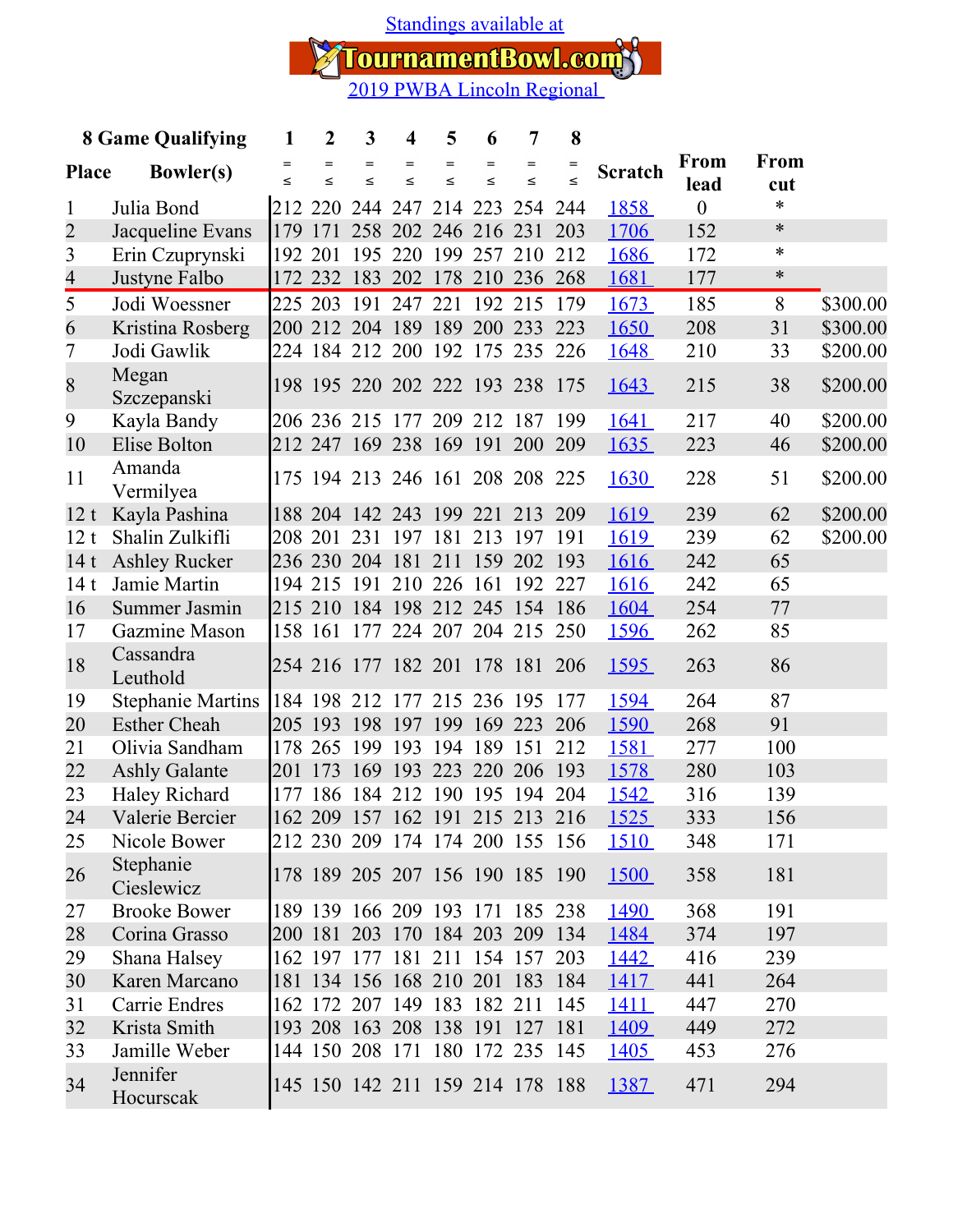Standings available at

TournamentBowl.com

2019 PWBA Lincoln Regional

| Place | Bowler(s) | 1 | 2 | 3 | 4 | 5 | 6 | 7 | 8 | Scratch | From lead | From cut | |
|---|---|---|---|---|---|---|---|---|---|---|---|---|---|
| 1 | Julia Bond | 212 | 220 | 244 | 247 | 214 | 223 | 254 | 244 | 1858 | 0 | * | |
| 2 | Jacqueline Evans | 179 | 171 | 258 | 202 | 246 | 216 | 231 | 203 | 1706 | 152 | * | |
| 3 | Erin Czuprynski | 192 | 201 | 195 | 220 | 199 | 257 | 210 | 212 | 1686 | 172 | * | |
| 4 | Justyne Falbo | 172 | 232 | 183 | 202 | 178 | 210 | 236 | 268 | 1681 | 177 | * | |
| 5 | Jodi Woessner | 225 | 203 | 191 | 247 | 221 | 192 | 215 | 179 | 1673 | 185 | 8 | $300.00 |
| 6 | Kristina Rosberg | 200 | 212 | 204 | 189 | 189 | 200 | 233 | 223 | 1650 | 208 | 31 | $300.00 |
| 7 | Jodi Gawlik | 224 | 184 | 212 | 200 | 192 | 175 | 235 | 226 | 1648 | 210 | 33 | $200.00 |
| 8 | Megan Szczepanski | 198 | 195 | 220 | 202 | 222 | 193 | 238 | 175 | 1643 | 215 | 38 | $200.00 |
| 9 | Kayla Bandy | 206 | 236 | 215 | 177 | 209 | 212 | 187 | 199 | 1641 | 217 | 40 | $200.00 |
| 10 | Elise Bolton | 212 | 247 | 169 | 238 | 169 | 191 | 200 | 209 | 1635 | 223 | 46 | $200.00 |
| 11 | Amanda Vermilyea | 175 | 194 | 213 | 246 | 161 | 208 | 208 | 225 | 1630 | 228 | 51 | $200.00 |
| 12 t | Kayla Pashina | 188 | 204 | 142 | 243 | 199 | 221 | 213 | 209 | 1619 | 239 | 62 | $200.00 |
| 12 t | Shalin Zulkifli | 208 | 201 | 231 | 197 | 181 | 213 | 197 | 191 | 1619 | 239 | 62 | $200.00 |
| 14 t | Ashley Rucker | 236 | 230 | 204 | 181 | 211 | 159 | 202 | 193 | 1616 | 242 | 65 | |
| 14 t | Jamie Martin | 194 | 215 | 191 | 210 | 226 | 161 | 192 | 227 | 1616 | 242 | 65 | |
| 16 | Summer Jasmin | 215 | 210 | 184 | 198 | 212 | 245 | 154 | 186 | 1604 | 254 | 77 | |
| 17 | Gazmine Mason | 158 | 161 | 177 | 224 | 207 | 204 | 215 | 250 | 1596 | 262 | 85 | |
| 18 | Cassandra Leuthold | 254 | 216 | 177 | 182 | 201 | 178 | 181 | 206 | 1595 | 263 | 86 | |
| 19 | Stephanie Martins | 184 | 198 | 212 | 177 | 215 | 236 | 195 | 177 | 1594 | 264 | 87 | |
| 20 | Esther Cheah | 205 | 193 | 198 | 197 | 199 | 169 | 223 | 206 | 1590 | 268 | 91 | |
| 21 | Olivia Sandham | 178 | 265 | 199 | 193 | 194 | 189 | 151 | 212 | 1581 | 277 | 100 | |
| 22 | Ashly Galante | 201 | 173 | 169 | 193 | 223 | 220 | 206 | 193 | 1578 | 280 | 103 | |
| 23 | Haley Richard | 177 | 186 | 184 | 212 | 190 | 195 | 194 | 204 | 1542 | 316 | 139 | |
| 24 | Valerie Bercier | 162 | 209 | 157 | 162 | 191 | 215 | 213 | 216 | 1525 | 333 | 156 | |
| 25 | Nicole Bower | 212 | 230 | 209 | 174 | 174 | 200 | 155 | 156 | 1510 | 348 | 171 | |
| 26 | Stephanie Cieslewicz | 178 | 189 | 205 | 207 | 156 | 190 | 185 | 190 | 1500 | 358 | 181 | |
| 27 | Brooke Bower | 189 | 139 | 166 | 209 | 193 | 171 | 185 | 238 | 1490 | 368 | 191 | |
| 28 | Corina Grasso | 200 | 181 | 203 | 170 | 184 | 203 | 209 | 134 | 1484 | 374 | 197 | |
| 29 | Shana Halsey | 162 | 197 | 177 | 181 | 211 | 154 | 157 | 203 | 1442 | 416 | 239 | |
| 30 | Karen Marcano | 181 | 134 | 156 | 168 | 210 | 201 | 183 | 184 | 1417 | 441 | 264 | |
| 31 | Carrie Endres | 162 | 172 | 207 | 149 | 183 | 182 | 211 | 145 | 1411 | 447 | 270 | |
| 32 | Krista Smith | 193 | 208 | 163 | 208 | 138 | 191 | 127 | 181 | 1409 | 449 | 272 | |
| 33 | Jamille Weber | 144 | 150 | 208 | 171 | 180 | 172 | 235 | 145 | 1405 | 453 | 276 | |
| 34 | Jennifer Hocurscak | 145 | 150 | 142 | 211 | 159 | 214 | 178 | 188 | 1387 | 471 | 294 | |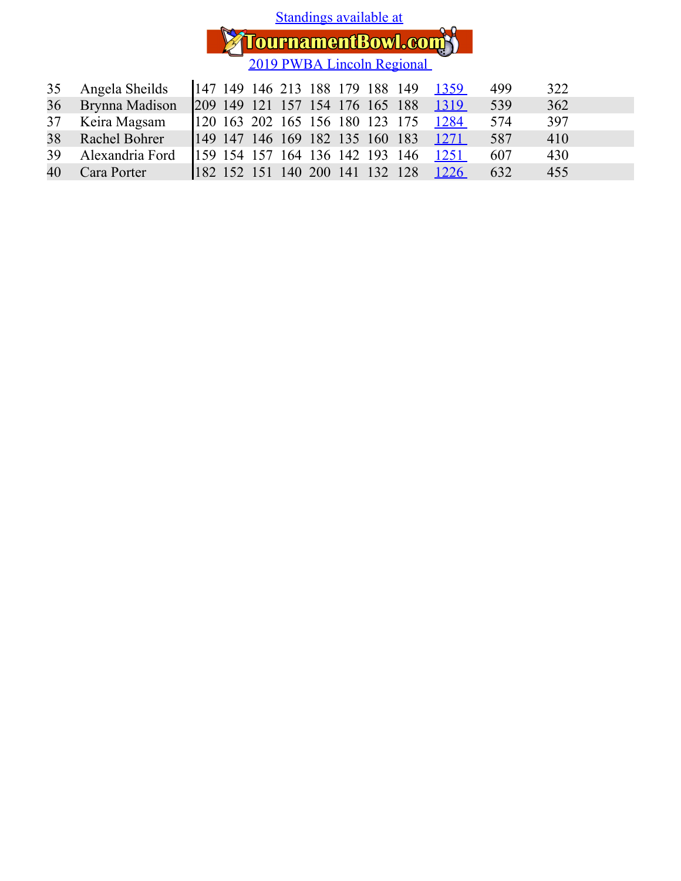Standings available at

TournamentBowl.com

2019 PWBA Lincoln Regional

| | | | | | | | | | | | | |
|---|---|---|---|---|---|---|---|---|---|---|---|---|
| 35 | Angela Sheilds | 147 | 149 | 146 | 213 | 188 | 179 | 188 | 149 | 1359 | 499 | 322 |
| 36 | Brynna Madison | 209 | 149 | 121 | 157 | 154 | 176 | 165 | 188 | 1319 | 539 | 362 |
| 37 | Keira Magsam | 120 | 163 | 202 | 165 | 156 | 180 | 123 | 175 | 1284 | 574 | 397 |
| 38 | Rachel Bohrer | 149 | 147 | 146 | 169 | 182 | 135 | 160 | 183 | 1271 | 587 | 410 |
| 39 | Alexandria Ford | 159 | 154 | 157 | 164 | 136 | 142 | 193 | 146 | 1251 | 607 | 430 |
| 40 | Cara Porter | 182 | 152 | 151 | 140 | 200 | 141 | 132 | 128 | 1226 | 632 | 455 |